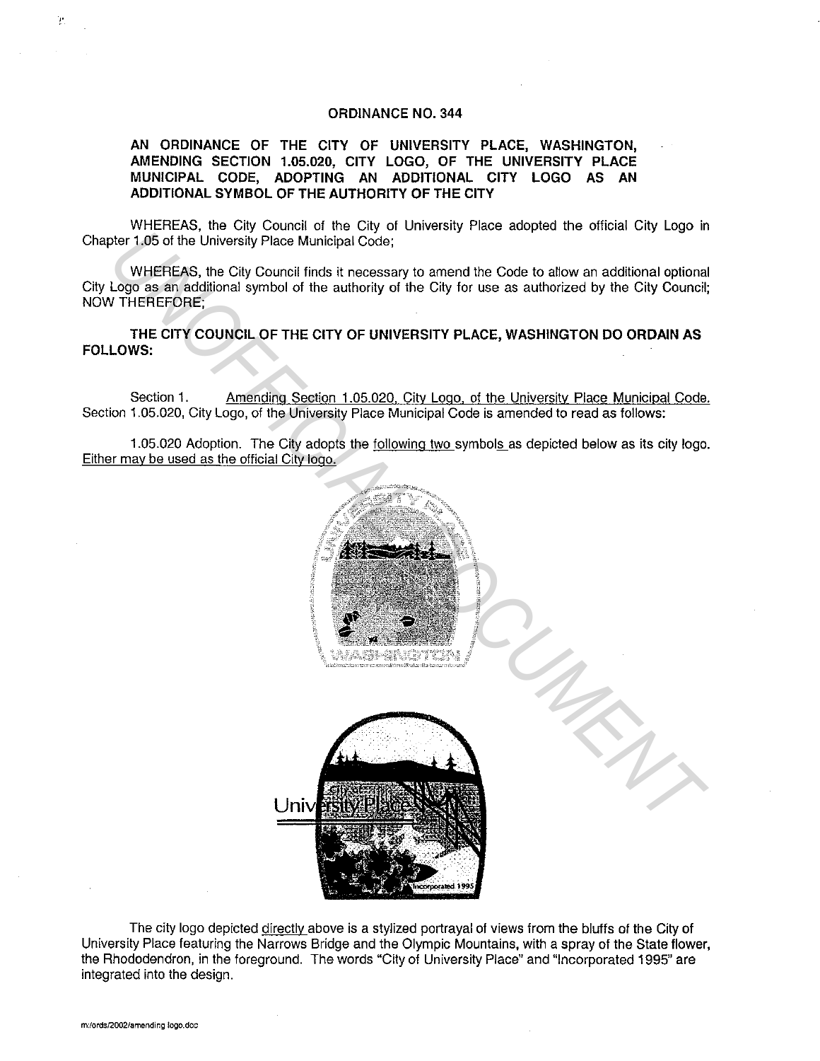ORDINANCE NO. 344

**AN ORDINANCE OF THE CITY OF UNIVERSITY PLACE, WASHINGTON, AMENDING SECTION 1.05.020, CITY LOGO, OF THE UNIVERSITY PLACE MUNICIPAL CODE, ADOPTING AN ADDITIONAL CITY LOGO AS AN ADDITIONAL SYMBOL OF THE AUTHORITY OF THE CITY**

WHEREAS, the City Council of the City of University Place adopted the official City Logo in Chapter 1.05 of the University Place Municipal Code;

WHEREAS, the City Council finds it necessary to amend the Code to allow an additional optional City Logo as an additional symbol of the authority of the City for use as authorized by the City Council; NOW THEREFORE;

**THE CITY COUNCIL OF THE CITY OF UNIVERSITY PLACE, WASHINGTON DO ORDAIN AS FOLLOWS:**

Section 1. Amending Section 1.05.020, City Logo, of the University Place Municipal Code. Section 1.05.020, City Logo, of the University Place Municipal Code is amended to read as follows:

1.05.020 Adoption. The City adopts the following two symbols as depicted below as its city logo. Either may be used as the official City logo.

The city logo depicted directly above is a stylized portrayal of views from the bluffs of the City of University Place featuring the Narrows Bridge and the Olympic Mountains, with a spray of the State flower, the Rhododendron, in the foreground. The words "City of University Place" and "Incorporated 1995" are integrated into the design.

m:/ords/2002/amending logo.doc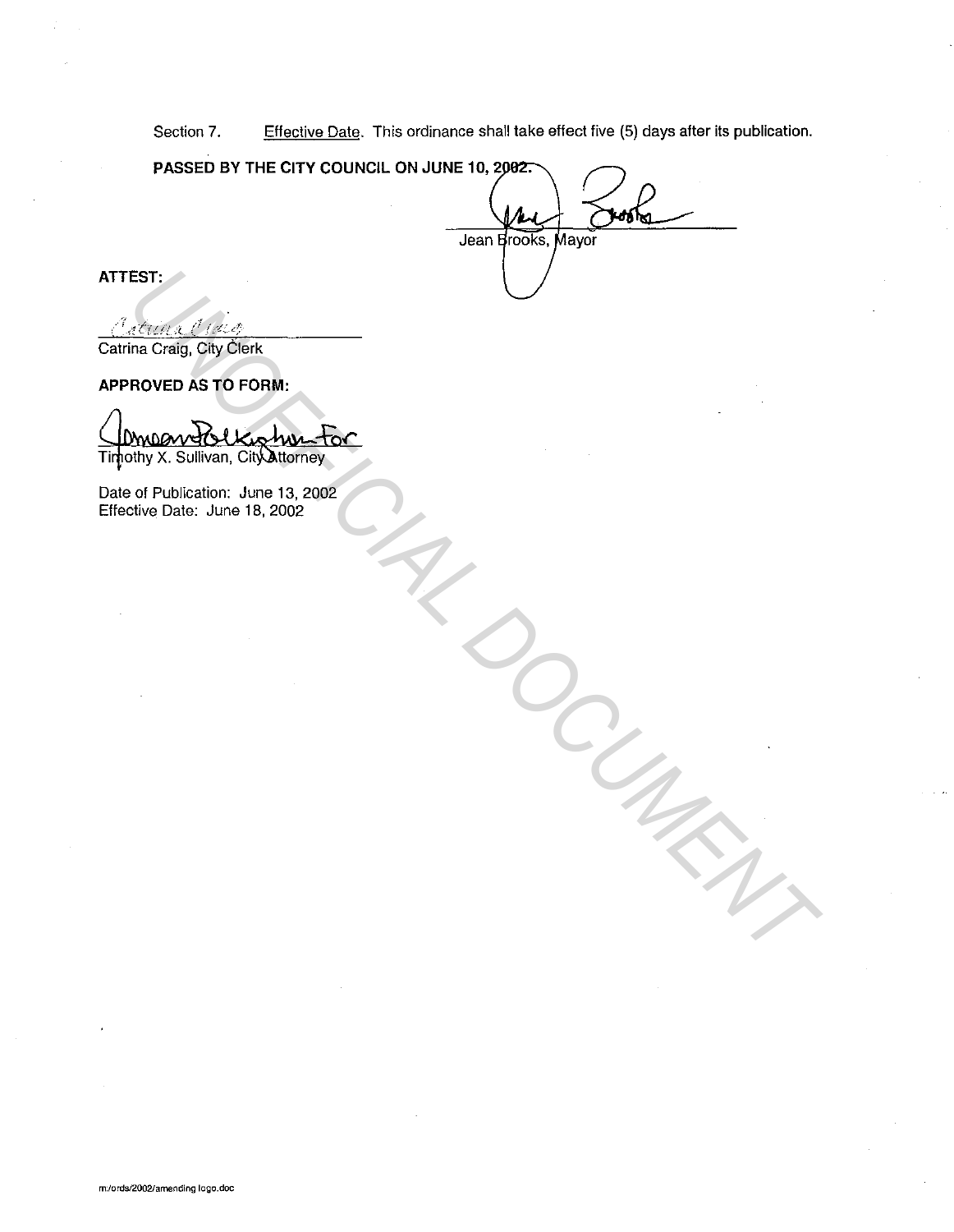Section 7. Effective Date. This ordinance shall take effect five (5) days after its publication.

**PASSED BY THE CITY COUNCIL ON JUNE 10, 2002.**

Jean Brooks, Mayor

**ATTEST:**

Catrina Craig, City Clerk

**APPROVED AS TO FORM:**

Timothy X. Sullivan, City Attorney

Date of Publication: June 13, 2002
Effective Date: June 18, 2002

UNOFFICIAL DOCUMENT

m:/ords/2002/amending logo.doc